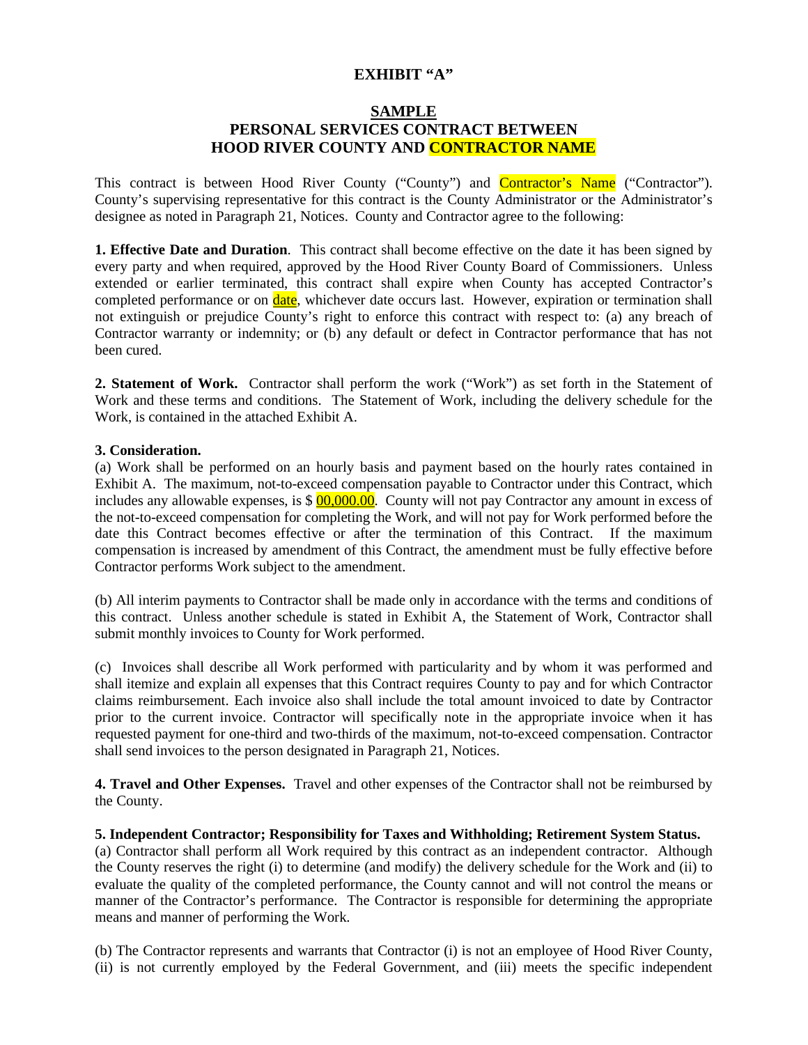# EXHIBIT "A"

## SAMPLE
## PERSONAL SERVICES CONTRACT BETWEEN HOOD RIVER COUNTY AND CONTRACTOR NAME

This contract is between Hood River County ("County") and Contractor's Name ("Contractor"). County's supervising representative for this contract is the County Administrator or the Administrator's designee as noted in Paragraph 21, Notices. County and Contractor agree to the following:

**1. Effective Date and Duration**. This contract shall become effective on the date it has been signed by every party and when required, approved by the Hood River County Board of Commissioners. Unless extended or earlier terminated, this contract shall expire when County has accepted Contractor's completed performance or on date, whichever date occurs last. However, expiration or termination shall not extinguish or prejudice County's right to enforce this contract with respect to: (a) any breach of Contractor warranty or indemnity; or (b) any default or defect in Contractor performance that has not been cured.

**2. Statement of Work.** Contractor shall perform the work ("Work") as set forth in the Statement of Work and these terms and conditions. The Statement of Work, including the delivery schedule for the Work, is contained in the attached Exhibit A.

**3. Consideration.**

(a) Work shall be performed on an hourly basis and payment based on the hourly rates contained in Exhibit A. The maximum, not-to-exceed compensation payable to Contractor under this Contract, which includes any allowable expenses, is $ 00,000.00. County will not pay Contractor any amount in excess of the not-to-exceed compensation for completing the Work, and will not pay for Work performed before the date this Contract becomes effective or after the termination of this Contract. If the maximum compensation is increased by amendment of this Contract, the amendment must be fully effective before Contractor performs Work subject to the amendment.

(b) All interim payments to Contractor shall be made only in accordance with the terms and conditions of this contract. Unless another schedule is stated in Exhibit A, the Statement of Work, Contractor shall submit monthly invoices to County for Work performed.

(c) Invoices shall describe all Work performed with particularity and by whom it was performed and shall itemize and explain all expenses that this Contract requires County to pay and for which Contractor claims reimbursement. Each invoice also shall include the total amount invoiced to date by Contractor prior to the current invoice. Contractor will specifically note in the appropriate invoice when it has requested payment for one-third and two-thirds of the maximum, not-to-exceed compensation. Contractor shall send invoices to the person designated in Paragraph 21, Notices.

**4. Travel and Other Expenses.** Travel and other expenses of the Contractor shall not be reimbursed by the County.

**5. Independent Contractor; Responsibility for Taxes and Withholding; Retirement System Status.**

(a) Contractor shall perform all Work required by this contract as an independent contractor. Although the County reserves the right (i) to determine (and modify) the delivery schedule for the Work and (ii) to evaluate the quality of the completed performance, the County cannot and will not control the means or manner of the Contractor's performance. The Contractor is responsible for determining the appropriate means and manner of performing the Work.

(b) The Contractor represents and warrants that Contractor (i) is not an employee of Hood River County, (ii) is not currently employed by the Federal Government, and (iii) meets the specific independent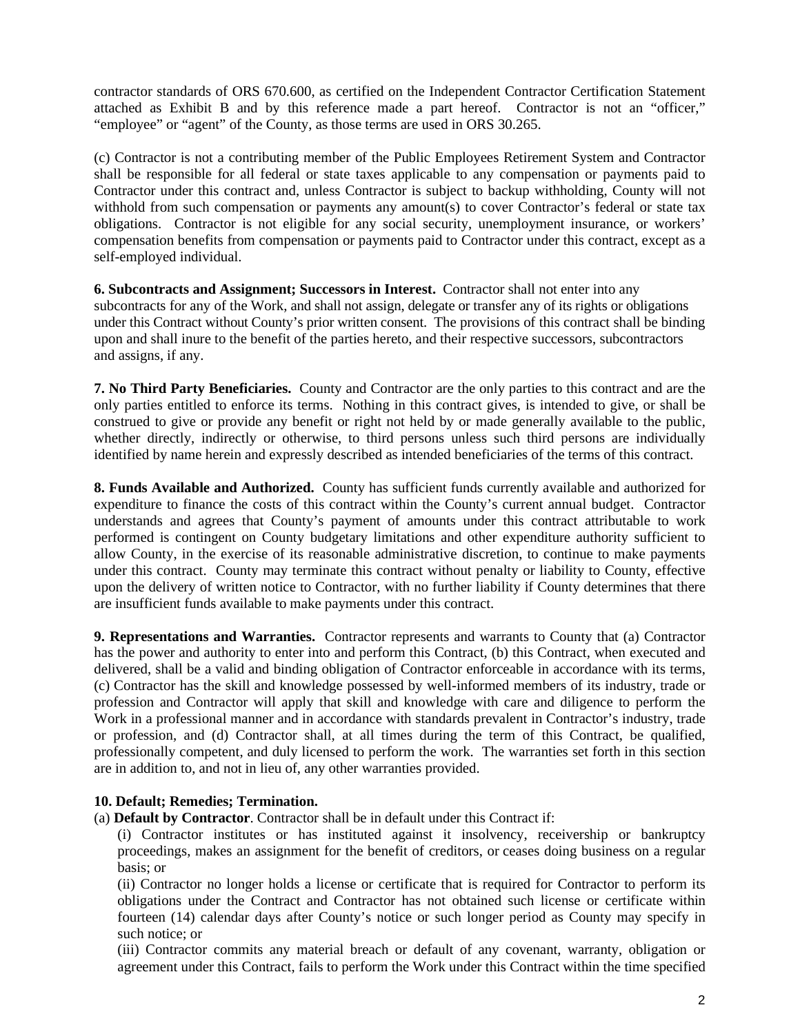contractor standards of ORS 670.600, as certified on the Independent Contractor Certification Statement attached as Exhibit B and by this reference made a part hereof. Contractor is not an "officer," "employee" or "agent" of the County, as those terms are used in ORS 30.265.

(c) Contractor is not a contributing member of the Public Employees Retirement System and Contractor shall be responsible for all federal or state taxes applicable to any compensation or payments paid to Contractor under this contract and, unless Contractor is subject to backup withholding, County will not withhold from such compensation or payments any amount(s) to cover Contractor's federal or state tax obligations. Contractor is not eligible for any social security, unemployment insurance, or workers' compensation benefits from compensation or payments paid to Contractor under this contract, except as a self-employed individual.

**6. Subcontracts and Assignment; Successors in Interest.** Contractor shall not enter into any subcontracts for any of the Work, and shall not assign, delegate or transfer any of its rights or obligations under this Contract without County's prior written consent. The provisions of this contract shall be binding upon and shall inure to the benefit of the parties hereto, and their respective successors, subcontractors and assigns, if any.

**7. No Third Party Beneficiaries.** County and Contractor are the only parties to this contract and are the only parties entitled to enforce its terms. Nothing in this contract gives, is intended to give, or shall be construed to give or provide any benefit or right not held by or made generally available to the public, whether directly, indirectly or otherwise, to third persons unless such third persons are individually identified by name herein and expressly described as intended beneficiaries of the terms of this contract.

**8. Funds Available and Authorized.** County has sufficient funds currently available and authorized for expenditure to finance the costs of this contract within the County's current annual budget. Contractor understands and agrees that County's payment of amounts under this contract attributable to work performed is contingent on County budgetary limitations and other expenditure authority sufficient to allow County, in the exercise of its reasonable administrative discretion, to continue to make payments under this contract. County may terminate this contract without penalty or liability to County, effective upon the delivery of written notice to Contractor, with no further liability if County determines that there are insufficient funds available to make payments under this contract.

**9. Representations and Warranties.** Contractor represents and warrants to County that (a) Contractor has the power and authority to enter into and perform this Contract, (b) this Contract, when executed and delivered, shall be a valid and binding obligation of Contractor enforceable in accordance with its terms, (c) Contractor has the skill and knowledge possessed by well-informed members of its industry, trade or profession and Contractor will apply that skill and knowledge with care and diligence to perform the Work in a professional manner and in accordance with standards prevalent in Contractor's industry, trade or profession, and (d) Contractor shall, at all times during the term of this Contract, be qualified, professionally competent, and duly licensed to perform the work. The warranties set forth in this section are in addition to, and not in lieu of, any other warranties provided.

**10. Default; Remedies; Termination.**

(a) **Default by Contractor**. Contractor shall be in default under this Contract if:

(i) Contractor institutes or has instituted against it insolvency, receivership or bankruptcy proceedings, makes an assignment for the benefit of creditors, or ceases doing business on a regular basis; or

(ii) Contractor no longer holds a license or certificate that is required for Contractor to perform its obligations under the Contract and Contractor has not obtained such license or certificate within fourteen (14) calendar days after County's notice or such longer period as County may specify in such notice; or

(iii) Contractor commits any material breach or default of any covenant, warranty, obligation or agreement under this Contract, fails to perform the Work under this Contract within the time specified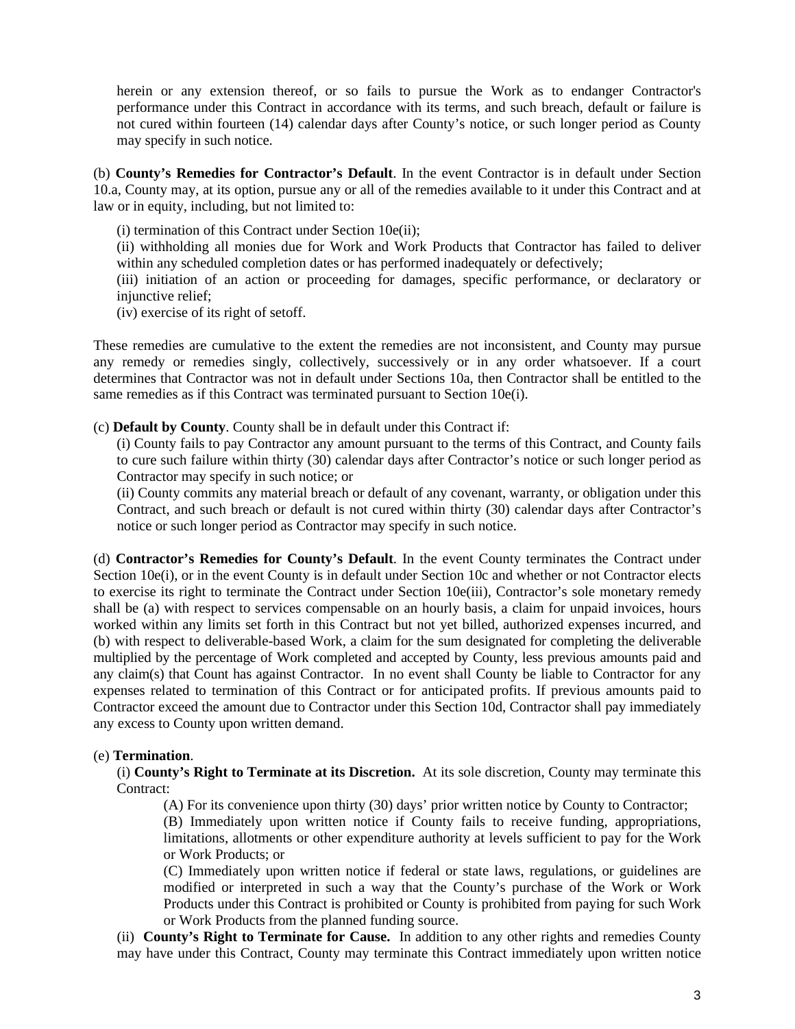herein or any extension thereof, or so fails to pursue the Work as to endanger Contractor's performance under this Contract in accordance with its terms, and such breach, default or failure is not cured within fourteen (14) calendar days after County's notice, or such longer period as County may specify in such notice.

(b) **County's Remedies for Contractor's Default**. In the event Contractor is in default under Section 10.a, County may, at its option, pursue any or all of the remedies available to it under this Contract and at law or in equity, including, but not limited to:

(i) termination of this Contract under Section 10e(ii);
(ii) withholding all monies due for Work and Work Products that Contractor has failed to deliver within any scheduled completion dates or has performed inadequately or defectively;
(iii) initiation of an action or proceeding for damages, specific performance, or declaratory or injunctive relief;
(iv) exercise of its right of setoff.

These remedies are cumulative to the extent the remedies are not inconsistent, and County may pursue any remedy or remedies singly, collectively, successively or in any order whatsoever. If a court determines that Contractor was not in default under Sections 10a, then Contractor shall be entitled to the same remedies as if this Contract was terminated pursuant to Section 10e(i).

(c) **Default by County**. County shall be in default under this Contract if:

(i) County fails to pay Contractor any amount pursuant to the terms of this Contract, and County fails to cure such failure within thirty (30) calendar days after Contractor's notice or such longer period as Contractor may specify in such notice; or
(ii) County commits any material breach or default of any covenant, warranty, or obligation under this Contract, and such breach or default is not cured within thirty (30) calendar days after Contractor's notice or such longer period as Contractor may specify in such notice.

(d) **Contractor's Remedies for County's Default**. In the event County terminates the Contract under Section 10e(i), or in the event County is in default under Section 10c and whether or not Contractor elects to exercise its right to terminate the Contract under Section 10e(iii), Contractor's sole monetary remedy shall be (a) with respect to services compensable on an hourly basis, a claim for unpaid invoices, hours worked within any limits set forth in this Contract but not yet billed, authorized expenses incurred, and (b) with respect to deliverable-based Work, a claim for the sum designated for completing the deliverable multiplied by the percentage of Work completed and accepted by County, less previous amounts paid and any claim(s) that Count has against Contractor. In no event shall County be liable to Contractor for any expenses related to termination of this Contract or for anticipated profits. If previous amounts paid to Contractor exceed the amount due to Contractor under this Section 10d, Contractor shall pay immediately any excess to County upon written demand.

(e) **Termination**.

(i) **County's Right to Terminate at its Discretion.** At its sole discretion, County may terminate this Contract:

(A) For its convenience upon thirty (30) days' prior written notice by County to Contractor;
(B) Immediately upon written notice if County fails to receive funding, appropriations, limitations, allotments or other expenditure authority at levels sufficient to pay for the Work or Work Products; or
(C) Immediately upon written notice if federal or state laws, regulations, or guidelines are modified or interpreted in such a way that the County's purchase of the Work or Work Products under this Contract is prohibited or County is prohibited from paying for such Work or Work Products from the planned funding source.

(ii) **County's Right to Terminate for Cause.** In addition to any other rights and remedies County may have under this Contract, County may terminate this Contract immediately upon written notice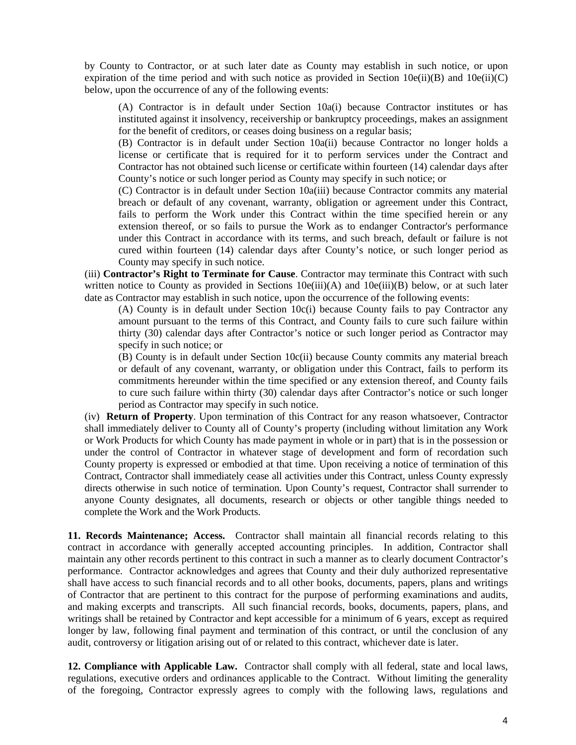by County to Contractor, or at such later date as County may establish in such notice, or upon expiration of the time period and with such notice as provided in Section 10e(ii)(B) and 10e(ii)(C) below, upon the occurrence of any of the following events:

(A) Contractor is in default under Section 10a(i) because Contractor institutes or has instituted against it insolvency, receivership or bankruptcy proceedings, makes an assignment for the benefit of creditors, or ceases doing business on a regular basis;

(B) Contractor is in default under Section 10a(ii) because Contractor no longer holds a license or certificate that is required for it to perform services under the Contract and Contractor has not obtained such license or certificate within fourteen (14) calendar days after County's notice or such longer period as County may specify in such notice; or

(C) Contractor is in default under Section 10a(iii) because Contractor commits any material breach or default of any covenant, warranty, obligation or agreement under this Contract, fails to perform the Work under this Contract within the time specified herein or any extension thereof, or so fails to pursue the Work as to endanger Contractor's performance under this Contract in accordance with its terms, and such breach, default or failure is not cured within fourteen (14) calendar days after County's notice, or such longer period as County may specify in such notice.

(iii) **Contractor's Right to Terminate for Cause**. Contractor may terminate this Contract with such written notice to County as provided in Sections 10e(iii)(A) and 10e(iii)(B) below, or at such later date as Contractor may establish in such notice, upon the occurrence of the following events:

(A) County is in default under Section 10c(i) because County fails to pay Contractor any amount pursuant to the terms of this Contract, and County fails to cure such failure within thirty (30) calendar days after Contractor's notice or such longer period as Contractor may specify in such notice; or

(B) County is in default under Section 10c(ii) because County commits any material breach or default of any covenant, warranty, or obligation under this Contract, fails to perform its commitments hereunder within the time specified or any extension thereof, and County fails to cure such failure within thirty (30) calendar days after Contractor's notice or such longer period as Contractor may specify in such notice.

(iv) **Return of Property**. Upon termination of this Contract for any reason whatsoever, Contractor shall immediately deliver to County all of County's property (including without limitation any Work or Work Products for which County has made payment in whole or in part) that is in the possession or under the control of Contractor in whatever stage of development and form of recordation such County property is expressed or embodied at that time. Upon receiving a notice of termination of this Contract, Contractor shall immediately cease all activities under this Contract, unless County expressly directs otherwise in such notice of termination. Upon County's request, Contractor shall surrender to anyone County designates, all documents, research or objects or other tangible things needed to complete the Work and the Work Products.

**11. Records Maintenance; Access.** Contractor shall maintain all financial records relating to this contract in accordance with generally accepted accounting principles. In addition, Contractor shall maintain any other records pertinent to this contract in such a manner as to clearly document Contractor's performance. Contractor acknowledges and agrees that County and their duly authorized representative shall have access to such financial records and to all other books, documents, papers, plans and writings of Contractor that are pertinent to this contract for the purpose of performing examinations and audits, and making excerpts and transcripts. All such financial records, books, documents, papers, plans, and writings shall be retained by Contractor and kept accessible for a minimum of 6 years, except as required longer by law, following final payment and termination of this contract, or until the conclusion of any audit, controversy or litigation arising out of or related to this contract, whichever date is later.

**12. Compliance with Applicable Law.** Contractor shall comply with all federal, state and local laws, regulations, executive orders and ordinances applicable to the Contract. Without limiting the generality of the foregoing, Contractor expressly agrees to comply with the following laws, regulations and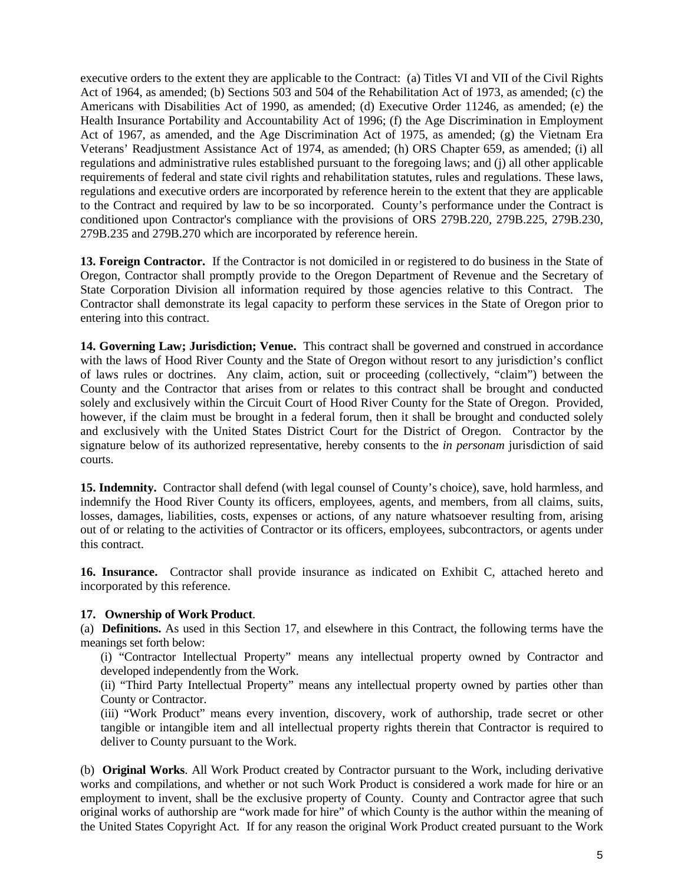executive orders to the extent they are applicable to the Contract: (a) Titles VI and VII of the Civil Rights Act of 1964, as amended; (b) Sections 503 and 504 of the Rehabilitation Act of 1973, as amended; (c) the Americans with Disabilities Act of 1990, as amended; (d) Executive Order 11246, as amended; (e) the Health Insurance Portability and Accountability Act of 1996; (f) the Age Discrimination in Employment Act of 1967, as amended, and the Age Discrimination Act of 1975, as amended; (g) the Vietnam Era Veterans' Readjustment Assistance Act of 1974, as amended; (h) ORS Chapter 659, as amended; (i) all regulations and administrative rules established pursuant to the foregoing laws; and (j) all other applicable requirements of federal and state civil rights and rehabilitation statutes, rules and regulations. These laws, regulations and executive orders are incorporated by reference herein to the extent that they are applicable to the Contract and required by law to be so incorporated. County's performance under the Contract is conditioned upon Contractor's compliance with the provisions of ORS 279B.220, 279B.225, 279B.230, 279B.235 and 279B.270 which are incorporated by reference herein.

**13. Foreign Contractor.** If the Contractor is not domiciled in or registered to do business in the State of Oregon, Contractor shall promptly provide to the Oregon Department of Revenue and the Secretary of State Corporation Division all information required by those agencies relative to this Contract. The Contractor shall demonstrate its legal capacity to perform these services in the State of Oregon prior to entering into this contract.

**14. Governing Law; Jurisdiction; Venue.** This contract shall be governed and construed in accordance with the laws of Hood River County and the State of Oregon without resort to any jurisdiction's conflict of laws rules or doctrines. Any claim, action, suit or proceeding (collectively, "claim") between the County and the Contractor that arises from or relates to this contract shall be brought and conducted solely and exclusively within the Circuit Court of Hood River County for the State of Oregon. Provided, however, if the claim must be brought in a federal forum, then it shall be brought and conducted solely and exclusively with the United States District Court for the District of Oregon. Contractor by the signature below of its authorized representative, hereby consents to the *in personam* jurisdiction of said courts.

**15. Indemnity.** Contractor shall defend (with legal counsel of County's choice), save, hold harmless, and indemnify the Hood River County its officers, employees, agents, and members, from all claims, suits, losses, damages, liabilities, costs, expenses or actions, of any nature whatsoever resulting from, arising out of or relating to the activities of Contractor or its officers, employees, subcontractors, or agents under this contract.

**16. Insurance.** Contractor shall provide insurance as indicated on Exhibit C, attached hereto and incorporated by this reference.

**17. Ownership of Work Product**.

(a) **Definitions.** As used in this Section 17, and elsewhere in this Contract, the following terms have the meanings set forth below:

(i) "Contractor Intellectual Property" means any intellectual property owned by Contractor and developed independently from the Work.

(ii) "Third Party Intellectual Property" means any intellectual property owned by parties other than County or Contractor.

(iii) "Work Product" means every invention, discovery, work of authorship, trade secret or other tangible or intangible item and all intellectual property rights therein that Contractor is required to deliver to County pursuant to the Work.

(b) **Original Works**. All Work Product created by Contractor pursuant to the Work, including derivative works and compilations, and whether or not such Work Product is considered a work made for hire or an employment to invent, shall be the exclusive property of County. County and Contractor agree that such original works of authorship are "work made for hire" of which County is the author within the meaning of the United States Copyright Act. If for any reason the original Work Product created pursuant to the Work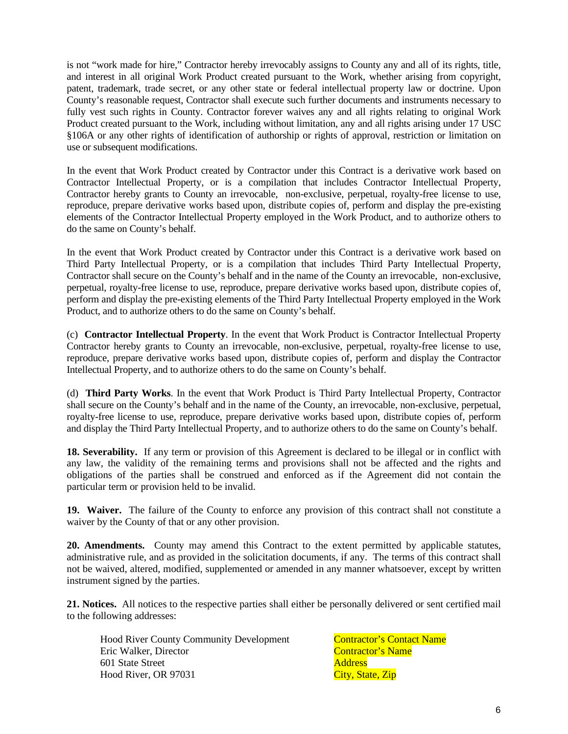is not "work made for hire," Contractor hereby irrevocably assigns to County any and all of its rights, title, and interest in all original Work Product created pursuant to the Work, whether arising from copyright, patent, trademark, trade secret, or any other state or federal intellectual property law or doctrine. Upon County's reasonable request, Contractor shall execute such further documents and instruments necessary to fully vest such rights in County. Contractor forever waives any and all rights relating to original Work Product created pursuant to the Work, including without limitation, any and all rights arising under 17 USC §106A or any other rights of identification of authorship or rights of approval, restriction or limitation on use or subsequent modifications.

In the event that Work Product created by Contractor under this Contract is a derivative work based on Contractor Intellectual Property, or is a compilation that includes Contractor Intellectual Property, Contractor hereby grants to County an irrevocable, non-exclusive, perpetual, royalty-free license to use, reproduce, prepare derivative works based upon, distribute copies of, perform and display the pre-existing elements of the Contractor Intellectual Property employed in the Work Product, and to authorize others to do the same on County's behalf.

In the event that Work Product created by Contractor under this Contract is a derivative work based on Third Party Intellectual Property, or is a compilation that includes Third Party Intellectual Property, Contractor shall secure on the County's behalf and in the name of the County an irrevocable, non-exclusive, perpetual, royalty-free license to use, reproduce, prepare derivative works based upon, distribute copies of, perform and display the pre-existing elements of the Third Party Intellectual Property employed in the Work Product, and to authorize others to do the same on County's behalf.

(c) **Contractor Intellectual Property**. In the event that Work Product is Contractor Intellectual Property Contractor hereby grants to County an irrevocable, non-exclusive, perpetual, royalty-free license to use, reproduce, prepare derivative works based upon, distribute copies of, perform and display the Contractor Intellectual Property, and to authorize others to do the same on County's behalf.

(d) **Third Party Works**. In the event that Work Product is Third Party Intellectual Property, Contractor shall secure on the County's behalf and in the name of the County, an irrevocable, non-exclusive, perpetual, royalty-free license to use, reproduce, prepare derivative works based upon, distribute copies of, perform and display the Third Party Intellectual Property, and to authorize others to do the same on County's behalf.

**18. Severability.** If any term or provision of this Agreement is declared to be illegal or in conflict with any law, the validity of the remaining terms and provisions shall not be affected and the rights and obligations of the parties shall be construed and enforced as if the Agreement did not contain the particular term or provision held to be invalid.

**19. Waiver.** The failure of the County to enforce any provision of this contract shall not constitute a waiver by the County of that or any other provision.

**20. Amendments.** County may amend this Contract to the extent permitted by applicable statutes, administrative rule, and as provided in the solicitation documents, if any. The terms of this contract shall not be waived, altered, modified, supplemented or amended in any manner whatsoever, except by written instrument signed by the parties.

**21. Notices.** All notices to the respective parties shall either be personally delivered or sent certified mail to the following addresses:

Hood River County Community Development
Eric Walker, Director
601 State Street
Hood River, OR 97031

Contractor's Contact Name
Contractor's Name
Address
City, State, Zip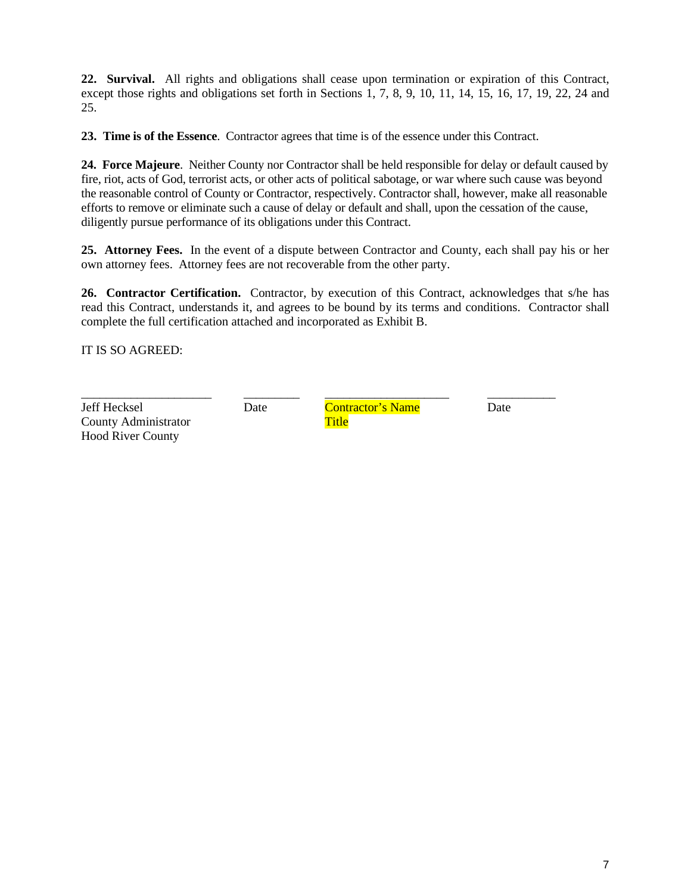**22. Survival.** All rights and obligations shall cease upon termination or expiration of this Contract, except those rights and obligations set forth in Sections 1, 7, 8, 9, 10, 11, 14, 15, 16, 17, 19, 22, 24 and 25.

**23. Time is of the Essence**. Contractor agrees that time is of the essence under this Contract.

**24. Force Majeure**. Neither County nor Contractor shall be held responsible for delay or default caused by fire, riot, acts of God, terrorist acts, or other acts of political sabotage, or war where such cause was beyond the reasonable control of County or Contractor, respectively. Contractor shall, however, make all reasonable efforts to remove or eliminate such a cause of delay or default and shall, upon the cessation of the cause, diligently pursue performance of its obligations under this Contract.

**25. Attorney Fees.** In the event of a dispute between Contractor and County, each shall pay his or her own attorney fees. Attorney fees are not recoverable from the other party.

**26. Contractor Certification.** Contractor, by execution of this Contract, acknowledges that s/he has read this Contract, understands it, and agrees to be bound by its terms and conditions. Contractor shall complete the full certification attached and incorporated as Exhibit B.

IT IS SO AGREED:

| _____________________ | _________ | ____________________ | ___________ |
|---|---|---|---|
| Jeff Hecksel<br>County Administrator<br>Hood River County | Date | Contractor's Name<br>Title | Date |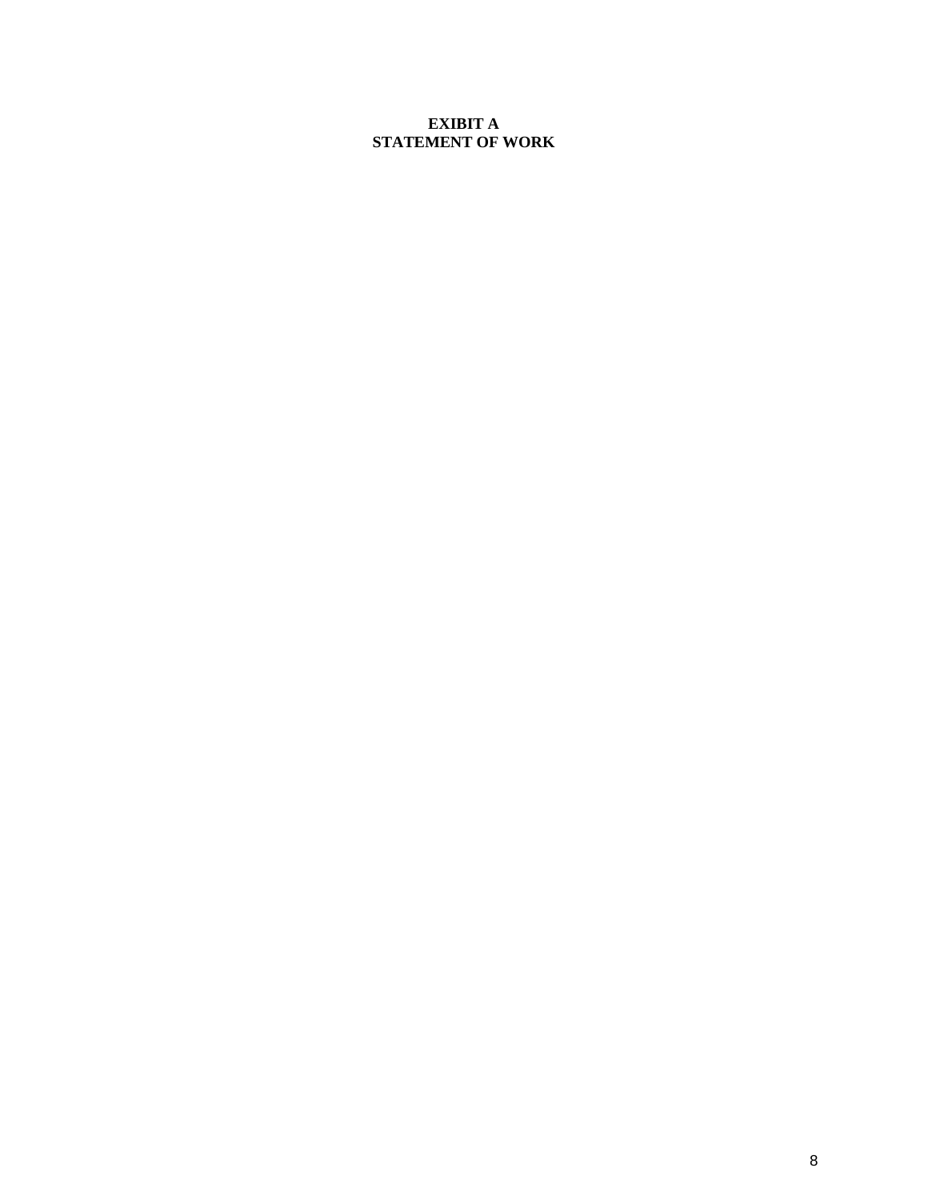**EXIBIT A**
**STATEMENT OF WORK**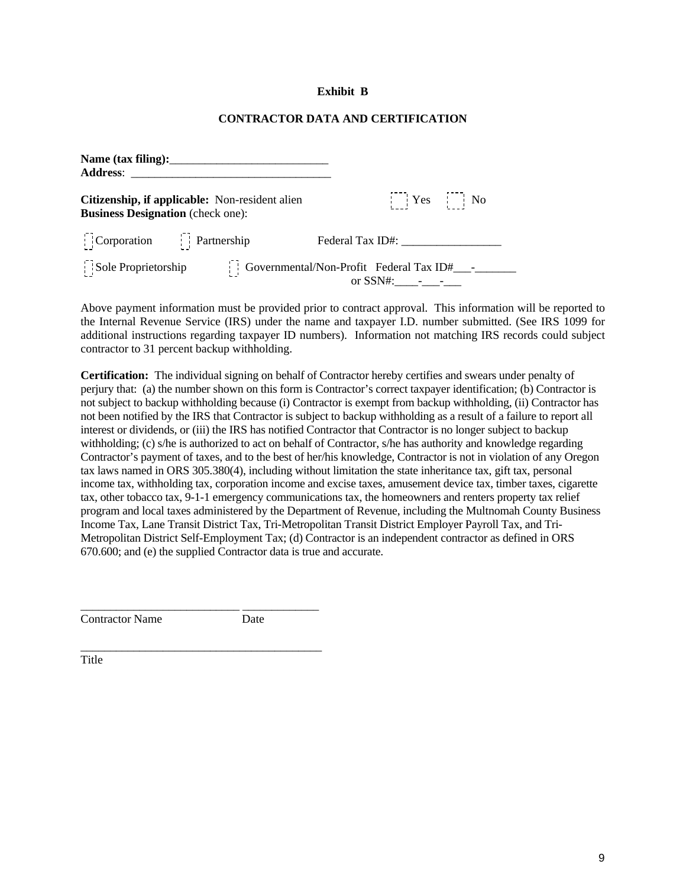**Exhibit B**

**CONTRACTOR DATA AND CERTIFICATION**

**Name (tax filing):**___________________________

**Address**: __________________________________

**Citizenship, if applicable:** Non-resident alien ☐ Yes ☐ No

**Business Designation** (check one):

☐ Corporation ☐ Partnership Federal Tax ID#: _________________

☐ Sole Proprietorship ☐ Governmental/Non-Profit Federal Tax ID#___-_______ or SSN#:____-___-___

Above payment information must be provided prior to contract approval. This information will be reported to the Internal Revenue Service (IRS) under the name and taxpayer I.D. number submitted. (See IRS 1099 for additional instructions regarding taxpayer ID numbers). Information not matching IRS records could subject contractor to 31 percent backup withholding.

**Certification:** The individual signing on behalf of Contractor hereby certifies and swears under penalty of perjury that: (a) the number shown on this form is Contractor's correct taxpayer identification; (b) Contractor is not subject to backup withholding because (i) Contractor is exempt from backup withholding, (ii) Contractor has not been notified by the IRS that Contractor is subject to backup withholding as a result of a failure to report all interest or dividends, or (iii) the IRS has notified Contractor that Contractor is no longer subject to backup withholding; (c) s/he is authorized to act on behalf of Contractor, s/he has authority and knowledge regarding Contractor's payment of taxes, and to the best of her/his knowledge, Contractor is not in violation of any Oregon tax laws named in ORS 305.380(4), including without limitation the state inheritance tax, gift tax, personal income tax, withholding tax, corporation income and excise taxes, amusement device tax, timber taxes, cigarette tax, other tobacco tax, 9-1-1 emergency communications tax, the homeowners and renters property tax relief program and local taxes administered by the Department of Revenue, including the Multnomah County Business Income Tax, Lane Transit District Tax, Tri-Metropolitan Transit District Employer Payroll Tax, and Tri-Metropolitan District Self-Employment Tax; (d) Contractor is an independent contractor as defined in ORS 670.600; and (e) the supplied Contractor data is true and accurate.

___________________________ _____________

Contractor Name Date

__________________________________________

Title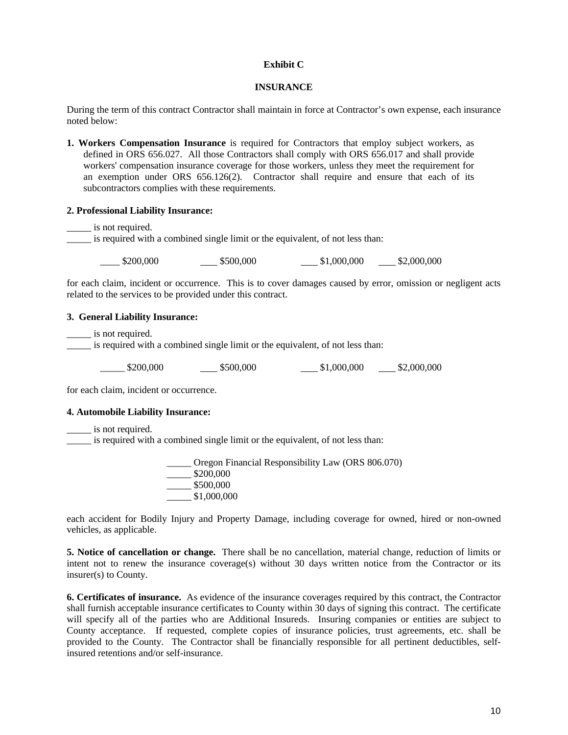**Exhibit C**

**INSURANCE**

During the term of this contract Contractor shall maintain in force at Contractor's own expense, each insurance noted below:

**1. Workers Compensation Insurance** is required for Contractors that employ subject workers, as defined in ORS 656.027. All those Contractors shall comply with ORS 656.017 and shall provide workers' compensation insurance coverage for those workers, unless they meet the requirement for an exemption under ORS 656.126(2). Contractor shall require and ensure that each of its subcontractors complies with these requirements.

**2. Professional Liability Insurance:**

_____ is not required.
_____ is required with a combined single limit or the equivalent, of not less than:

____ $200,000 ___ $500,000 ___ $1,000,000 ___ $2,000,000

for each claim, incident or occurrence. This is to cover damages caused by error, omission or negligent acts related to the services to be provided under this contract.

**3. General Liability Insurance:**

_____ is not required.
_____ is required with a combined single limit or the equivalent, of not less than:

_____ $200,000 ___ $500,000 ___ $1,000,000 ___ $2,000,000

for each claim, incident or occurrence.

**4. Automobile Liability Insurance:**

_____ is not required.
_____ is required with a combined single limit or the equivalent, of not less than:

_____ Oregon Financial Responsibility Law (ORS 806.070)
_____ $200,000
_____ $500,000
_____ $1,000,000

each accident for Bodily Injury and Property Damage, including coverage for owned, hired or non-owned vehicles, as applicable.

**5. Notice of cancellation or change.** There shall be no cancellation, material change, reduction of limits or intent not to renew the insurance coverage(s) without 30 days written notice from the Contractor or its insurer(s) to County.

**6. Certificates of insurance.** As evidence of the insurance coverages required by this contract, the Contractor shall furnish acceptable insurance certificates to County within 30 days of signing this contract. The certificate will specify all of the parties who are Additional Insureds. Insuring companies or entities are subject to County acceptance. If requested, complete copies of insurance policies, trust agreements, etc. shall be provided to the County. The Contractor shall be financially responsible for all pertinent deductibles, self-insured retentions and/or self-insurance.